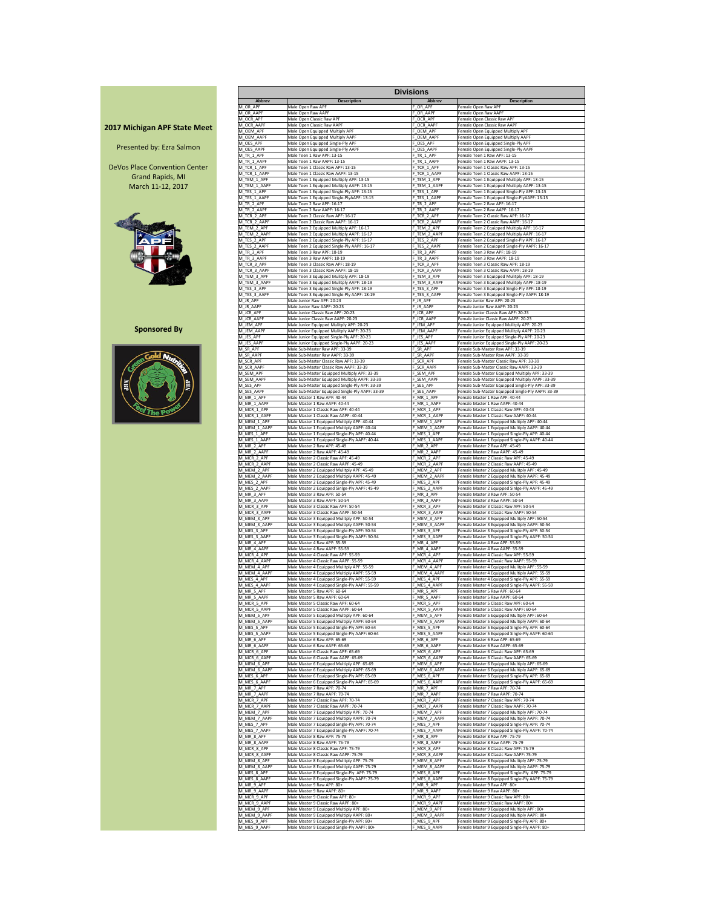## 2017 Michigan APF State Meet

Presented by: Ezra Salmon

DeVos Place Convention Center
Grand Rapids, MI
March 11-12, 2017

**Sponsored By**

## Divisions

| Abbrev | Description | Abbrev | Description |
|---|---|---|---|
| M_OR_APF | Male Open Raw APF | F_OR_APF | Female Open Raw APF |
| M_OR_AAPF | Male Open Raw AAPF | F_OR_AAPF | Female Open Raw AAPF |
| M_OCR_APF | Male Open Classic Raw APF | F_OCR_APF | Female Open Classic Raw APF |
| M_OCR_AAPF | Male Open Classic Raw AAPF | F_OCR_AAPF | Female Open Classic Raw AAPF |
| M_OEM_APF | Male Open Equipped Multiply APF | F_OEM_APF | Female Open Equipped Multiply APF |
| M_OEM_AAPF | Male Open Equipped Multiply AAPF | F_OEM_AAPF | Female Open Equipped Multiply AAPF |
| M_OES_APF | Male Open Equipped Single-Ply APF | F_OES_APF | Female Open Equipped Single-Ply APF |
| M_OES_AAPF | Male Open Equipped Single-Ply AAPF | F_OES_AAPF | Female Open Equipped Single-Ply AAPF |
| M_TR_1_APF | Male Teen 1 Raw APF: 13-15 | F_TR_1_APF | Female Teen 1 Raw APF: 13-15 |
| M_TR_1_AAPF | Male Teen 1 Raw AAPF: 13-15 | F_TR_1_AAPF | Female Teen 1 Raw AAPF: 13-15 |
| M_TCR_1_APF | Male Teen 1 Classic Raw APF: 13-15 | F_TCR_1_APF | Female Teen 1 Classic Raw APF: 13-15 |
| M_TCR_1_AAPF | Male Teen 1 Classic Raw AAPF: 13-15 | F_TCR_1_AAPF | Female Teen 1 Classic Raw AAPF: 13-15 |
| M_TEM_1_APF | Male Teen 1 Equipped Multiply APF: 13-15 | F_TEM_1_APF | Female Teen 1 Equipped Multiply APF: 13-15 |
| M_TEM_1_AAPF | Male Teen 1 Equipped Multiply AAPF: 13-15 | F_TEM_1_AAPF | Female Teen 1 Equipped Multiply AAPF: 13-15 |
| M_TES_1_APF | Male Teen 1 Equipped Single-Ply APF: 13-15 | F_TES_1_APF | Female Teen 1 Equipped Single-Ply APF: 13-15 |
| M_TES_1_AAPF | Male Teen 1 Equipped Single-PlyAAPF: 13-15 | F_TES_1_AAPF | Female Teen 1 Equipped Single-PlyAAPF: 13-15 |
| M_TR_2_APF | Male Teen 2 Raw APF: 16-17 | F_TR_2_APF | Female Teen 2 Raw APF: 16-17 |
| M_TR_2_AAPF | Male Teen 2 Raw AAPF: 16-17 | F_TR_2_AAPF | Female Teen 2 Raw AAPF: 16-17 |
| M_TCR_2_APF | Male Teen 2 Classic Raw APF: 16-17 | F_TCR_2_APF | Female Teen 2 Classic Raw APF: 16-17 |
| M_TCR_2_AAPF | Male Teen 2 Classic Raw AAPF: 16-17 | F_TCR_2_AAPF | Female Teen 2 Classic Raw AAPF: 16-17 |
| M_TEM_2_APF | Male Teen 2 Equipped Multiply APF: 16-17 | F_TEM_2_APF | Female Teen 2 Equipped Multiply APF: 16-17 |
| M_TEM_2_AAPF | Male Teen 2 Equipped Multiply AAPF: 16-17 | F_TEM_2_AAPF | Female Teen 2 Equipped Multiply AAPF: 16-17 |
| M_TES_2_APF | Male Teen 2 Equipped Single-Ply APF: 16-17 | F_TES_2_APF | Female Teen 2 Equipped Single-Ply APF: 16-17 |
| M_TES_2_AAPF | Male Teen 2 Equipped Single-Ply AAPF: 16-17 | F_TES_2_AAPF | Female Teen 2 Equipped Single-Ply AAPF: 16-17 |
| M_TR_3_APF | Male Teen 3 Raw APF: 18-19 | F_TR_3_APF | Female Teen 3 Raw APF: 18-19 |
| M_TR_3_AAPF | Male Teen 3 Raw AAPF: 18-19 | F_TR_3_AAPF | Female Teen 3 Raw AAPF: 18-19 |
| M_TCR_3_APF | Male Teen 3 Classic Raw APF: 18-19 | F_TCR_3_APF | Female Teen 3 Classic Raw APF: 18-19 |
| M_TCR_3_AAPF | Male Teen 3 Classic Raw AAPF: 18-19 | F_TCR_3_AAPF | Female Teen 3 Classic Raw AAPF: 18-19 |
| M_TEM_3_APF | Male Teen 3 Equipped Multiply APF: 18-19 | F_TEM_3_APF | Female Teen 3 Equipped Mulitply APF: 18-19 |
| M_TEM_3_AAPF | Male Teen 3 Equipped Multiply AAPF: 18-19 | F_TEM_3_AAPF | Female Teen 3 Equipped Mulitply AAPF: 18-19 |
| M_TES_3_APF | Male Teen 3 Equipped Single-Ply APF: 18-19 | F_TES_3_APF | Female Teen 3 Equipped Single-Ply APF: 18-19 |
| M_TES_3_AAPF | Male Teen 3 Equipped Single-Ply APF: 18-19 | F_TES_3_AAPF | Female Teen 3 Equipped Single-Ply AAPF: 18-19 |
| M_JR_APF | Male Junior Raw APF: 20-23 | F_JR_APF | Female Junior Raw APF: 20-23 |
| M_JR_AAPF | Male Junior Raw AAPF: 20-23 | F_JR_AAPF | Female Junior Raw AAPF: 20-23 |
| M_JCR_APF | Male Junior Classic Raw APF: 20-23 | F_JCR_APF | Female Junior Classic Raw APF: 20-23 |
| M_JCR_AAPF | Male Junior Classic Raw AAPF: 20-23 | F_JCR_AAPF | Female Junior Classic Raw AAPF: 20-23 |
| M_JEM_APF | Male Junior Equipped Mulitply APF: 20-23 | F_JEM_APF | Female Junior Equipped Mulitply APF: 20-23 |
| M_JEM_AAPF | Male Junior Equipped Mulitply AAPF: 20-23 | F_JEM_AAPF | Female Junior Equipped Multiply AAPF: 20-23 |
| M_JES_APF | Male Junior Equipped Single-Ply APF: 20-23 | F_JES_APF | Female Junior Equipped Single-Ply APF: 20-23 |
| M_JES_AAPF | Male Junior Equipped Single-Ply APF: 20-23 | F_JES_AAPF | Female Junior Equipped Single-Ply AAPF: 20-23 |
| M_SR_APF | Male Sub-Master Raw APF: 33-39 | F_SR_APF | Female Sub-Master Raw APF: 33-39 |
| M_SR_AAPF | Male Sub-Master Raw AAPF: 33-39 | F_SR_AAPF | Female Sub-Master Raw AAPF: 33-39 |
| M_SCR_APF | Male Sub-Master Classic Raw APF: 33-39 | F_SCR_APF | Female Sub-Master Classic Raw APF: 33-39 |
| M_SCR_AAPF | Male Sub-Master Classic Raw AAPF: 33-39 | F_SCR_AAPF | Female Sub-Master Classic Raw AAPF: 33-39 |
| M_SEM_APF | Male Sub-Master Equipped Multiply APF: 33-39 | F_SEM_APF | Female Sub-Master Equipped Multiply APF: 33-39 |
| M_SEM_AAPF | Male Sub-Master Equipped Multiply AAPF: 33-39 | F_SEM_AAPF | Female Sub-Master Equipped Multiply AAPF: 33-39 |
| M_SES_APF | Male Sub-Master Equipped Single-Ply APF: 33-39 | F_SES_APF | Female Sub-Master Equipped Single-Ply APF: 33-39 |
| M_SES_AAPF | Male Sub-Master Equipped Single-Ply AAPF: 33-39 | F_SES_AAPF | Female Sub-Master Equipped Single-Ply AAPF: 33-39 |
| M_MR_1_APF | Male Master 1 Raw APF: 40-44 | F_MR_1_APF | Female Master 1 Raw APF: 40-44 |
| M_MR_1_AAPF | Male Master 1 Raw AAPF: 40-44 | F_MR_1_AAPF | Female Master 1 Raw AAPF: 40-44 |
| M_MCR_1_APF | Male Master 1 Classic Raw APF: 40-44 | F_MCR_1_APF | Female Master 1 Classic Raw APF: 40-44 |
| M_MCR_1_AAPF | Male Master 1 Classic Raw AAPF: 40-44 | F_MCR_1_AAPF | Female Master 1 Classic Raw AAPF: 40-44 |
| M_MEM_1_APF | Male Master 1 Equipped Multiply APF: 40-44 | F_MEM_1_APF | Female Master 1 Equipped Multiply APF: 40-44 |
| M_MEM_1_AAPF | Male Master 1 Equipped Multiply AAPF: 40-44 | F_MEM_1_AAPF | Female Master 1 Equipped Multiply AAPF: 40-44 |
| M_MES_1_APF | Male Master 1 Equipped Single-Ply APF: 40-44 | F_MES_1_APF | Female Master 1 Equipped Single-Ply APF: 40-44 |
| M_MES_1_AAPF | Male Master 1 Equipped Single-Ply AAPF: 40-44 | F_MES_1_AAPF | Female Master 1 Equipped Single-Ply AAPF: 40-44 |
| M_MR_2_APF | Male Master 2 Raw APF: 45-49 | F_MR_2_APF | Female Master 2 Raw APF: 45-49 |
| M_MR_2_AAPF | Male Master 2 Raw AAPF: 45-49 | F_MR_2_AAPF | Female Master 2 Raw AAPF: 45-49 |
| M_MCR_2_APF | Male Master 2 Classic Raw APF: 45-49 | F_MCR_2_APF | Female Master 2 Classic Raw APF: 45-49 |
| M_MCR_2_AAPF | Male Master 2 Classic Raw AAPF: 45-49 | F_MCR_2_AAPF | Female Master 2 Classic Raw AAPF: 45-49 |
| M_MEM_2_APF | Male Master 2 Equipped Multiply APF: 45-49 | F_MEM_2_APF | Female Master 2 Equipped Multiply APF: 45-49 |
| M_MEM_2_AAPF | Male Master 2 Equipped Multiply AAPF: 45-49 | F_MEM_2_AAPF | Female Master 2 Equipped Multiply AAPF: 45-49 |
| M_MES_2_APF | Male Master 2 Equipped Single-Ply APF: 45-49 | F_MES_2_APF | Female Master 2 Equipped Single-Ply APF: 45-49 |
| M_MES_2_AAPF | Male Master 2 Equipped Sinlge-Ply AAPF: 45-49 | F_MES_2_AAPF | Female Master 2 Equipped Sinlge-Ply AAPF: 45-49 |
| M_MR_3_APF | Male Master 3 Raw APF: 50-54 | F_MR_3_APF | Female Master 3 Raw APF: 50-54 |
| M_MR_3_AAPF | Male Master 3 Raw AAPF: 50-54 | F_MR_3_AAPF | Female Master 3 Raw AAPF: 50-54 |
| M_MCR_3_APF | Male Master 3 Classic Raw APF: 50-54 | F_MCR_3_APF | Female Master 3 Classic Raw APF: 50-54 |
| M_MCR_3_AAPF | Male Master 3 Classic Raw AAPF: 50-54 | F_MCR_3_AAPF | Female Master 3 Classic Raw AAPF: 50-54 |
| M_MEM_3_APF | Male Master 3 Equipped Multiply APF: 50-54 | F_MEM_3_APF | Female Master 3 Equipped Multiply APF: 50-54 |
| M_MEM_3_AAPF | Male Master 3 Equipped Multiply AAPF: 50-54 | F_MEM_3_AAPF | Female Master 3 Equipped Multiply AAPF: 50-54 |
| M_MES_3_APF | Male Master 3 Equipped Single-Ply APF: 50-54 | F_MES_3_APF | Female Master 3 Equipped Single-Ply APF: 50-54 |
| M_MES_3_AAPF | Male Master 3 Equipped Single-Ply AAPF: 50-54 | F_MES_3_AAPF | Female Master 3 Equipped Single-Ply AAPF: 50-54 |
| M_MR_4_APF | Male Master 4 Raw APF: 55-59 | F_MR_4_APF | Female Master 4 Raw APF: 55-59 |
| M_MR_4_AAPF | Male Master 4 Raw AAPF: 55-59 | F_MR_4_AAPF | Female Master 4 Raw AAPF: 55-59 |
| M_MCR_4_APF | Male Master 4 Classic Raw APF: 55-59 | F_MCR_4_APF | Female Master 4 Classic Raw APF: 55-59 |
| M_MCR_4_AAPF | Male Master 4 Classic Raw AAPF: 55-59 | F_MCR_4_AAPF | Female Master 4 Classic Raw AAPF: 55-59 |
| M_MEM_4_APF | Male Master 4 Equipped Multiply APF: 55-59 | F_MEM_4_APF | Female Master 4 Equipped Multiply APF: 55-59 |
| M_MEM_4_AAPF | Male Master 4 Equipped Multiply AAPF: 55-59 | F_MEM_4_AAPF | Female Master 4 Equipped Multiply AAPF: 55-59 |
| M_MES_4_APF | Male Master 4 Equipped Single-Ply APF: 55-59 | F_MES_4_APF | Female Master 4 Equipped Single-Ply APF: 55-59 |
| M_MES_4_AAPF | Male Master 4 Equipped Single-Ply AAPF: 55-59 | F_MES_4_AAPF | Female Master 4 Equipped Single-Ply AAPF: 55-59 |
| M_MR_5_APF | Male Master 5 Raw APF: 60-64 | F_MR_5_APF | Female Master 5 Raw APF: 60-64 |
| M_MR_5_AAPF | Male Master 5 Raw AAPF: 60-64 | F_MR_5_AAPF | Female Master 5 Raw AAPF: 60-64 |
| M_MCR_5_APF | Male Master 5 Classic Raw APF: 60-64 | F_MCR_5_APF | Female Master 5 Classic Raw APF: 60-64 |
| M_MCR_5_AAPF | Male Master 5 Classic Raw AAPF: 60-64 | F_MCR_5_AAPF | Female Master 5 Classic Raw AAPF: 60-64 |
| M_MEM_5_APF | Male Master 5 Equipped Multiply APF: 60-64 | F_MEM_5_APF | Female Master 5 Equipped Multiply APF: 60-64 |
| M_MEM_5_AAPF | Male Master 5 Equipped Multiply AAPF: 60-64 | F_MEM_5_AAPF | Female Master 5 Equipped Multiply AAPF: 60-64 |
| M_MES_5_APF | Male Master 5 Equipped Single-Ply APF: 60-64 | F_MES_5_APF | Female Master 5 Equipped Single-Ply APF: 60-64 |
| M_MES_5_AAPF | Male Master 5 Equipped Single-Ply AAPF: 60-64 | F_MES_5_AAPF | Female Master 5 Equipped Single-Ply AAPF: 60-64 |
| M_MR_6_APF | Male Master 6 Raw APF: 65-69 | F_MR_6_APF | Female Master 6 Raw APF: 65-69 |
| M_MR_6_AAPF | Male Master 6 Raw AAPF: 65-69 | F_MR_6_AAPF | Female Master 6 Raw AAPF: 65-69 |
| M_MCR_6_APF | Male Master 6 Classic Raw APF: 65-69 | F_MCR_6_APF | Female Master 6 Classic Raw APF: 65-69 |
| M_MCR_6_AAPF | Male Master 6 Classic Raw AAPF: 65-69 | F_MCR_6_AAPF | Female Master 6 Classic Raw AAPF: 65-69 |
| M_MEM_6_APF | Male Master 6 Equipped Multiply APF: 65-69 | F_MEM_6_APF | Female Master 6 Equipped Multiply APF: 65-69 |
| M_MEM_6_AAPF | Male Master 6 Equipped Multiply AAPF: 65-69 | F_MEM_6_AAPF | Female Master 6 Equipped Multiply AAPF: 65-69 |
| M_MES_6_APF | Male Master 6 Equipped Single-Ply APF: 65-69 | F_MES_6_APF | Female Master 6 Equipped Single-Ply APF: 65-69 |
| M_MES_6_AAPF | Male Master 6 Equipped Single-Ply AAPF: 65-69 | F_MES_6_AAPF | Female Master 6 Equipped Single-Ply AAPF: 65-69 |
| M_MR_7_APF | Male Master 7 Raw APF: 70-74 | F_MR_7_APF | Female Master 7 Raw APF: 70-74 |
| M_MR_7_AAPF | Male Master 7 Raw AAPF: 70-74 | F_MR_7_AAPF | Female Master 7 Raw AAPF: 70-74 |
| M_MCR_7_APF | Male Master 7 Classic Raw APF: 70-74 | F_MCR_7_APF | Female Master 7 Classic Raw APF: 70-74 |
| M_MCR_7_AAPF | Male Master 7 Classic Raw AAPF: 70-74 | F_MCR_7_AAPF | Female Master 7 Classic Raw AAPF: 70-74 |
| M_MEM_7_APF | Male Master 7 Equipped Multiply APF: 70-74 | F_MEM_7_APF | Female Master 7 Equipped Multiply APF: 70-74 |
| M_MEM_7_AAPF | Male Master 7 Equipped Multiply AAPF: 70-74 | F_MEM_7_AAPF | Female Master 7 Equipped Multiply AAPF: 70-74 |
| M_MES_7_APF | Male Master 7 Equipped Single-Ply APF: 70-74 | F_MES_7_APF | Female Master 7 Equipped Single-Ply APF: 70-74 |
| M_MES_7_AAPF | Male Master 7 Equipped Single-Ply AAPF: 70-74 | F_MES_7_AAPF | Female Master 7 Equipped Single-Ply AAPF: 70-74 |
| M_MR_8_APF | Male Master 8 Raw APF: 75-79 | F_MR_8_APF | Female Master 8 Raw APF: 75-79 |
| M_MR_8_AAPF | Male Master 8 Raw AAPF: 75-79 | F_MR_8_AAPF | Female Master 8 Raw AAPF: 75-79 |
| M_MCR_8_APF | Male Master 8 Classic Raw APF: 75-79 | F_MCR_8_APF | Female Master 8 Classic Raw APF: 75-79 |
| M_MCR_8_AAPF | Male Master 8 Classic Raw AAPF: 75-79 | F_MCR_8_AAPF | Female Master 8 Classic Raw AAPF: 75-79 |
| M_MEM_8_APF | Male Master 8 Equipped Multiply APF: 75-79 | F_MEM_8_APF | Female Master 8 Equipped Multiply APF: 75-79 |
| M_MEM_8_AAPF | Male Master 8 Equipped Multiply AAPF: 75-79 | F_MEM_8_AAPF | Female Master 8 Equipped Multiply AAPF: 75-79 |
| M_MES_8_APF | Male Master 8 Equipped Single-Ply APF: 75-79 | F_MES_8_APF | Female Master 8 Equipped Single-Ply APF: 75-79 |
| M_MES_8_AAPF | Male Master 8 Equipped Single-Ply AAPF: 75-79 | F_MES_8_AAPF | Female Master 8 Equipped Single-Ply AAPF: 75-79 |
| M_MR_9_APF | Male Master 9 Raw APF: 80+ | F_MR_9_APF | Female Master 9 Raw APF: 80+ |
| M_MR_9_AAPF | Male Master 9 Raw AAPF: 80+ | F_MR_9_AAPF | Female Master 9 Raw AAPF: 80+ |
| M_MCR_9_APF | Male Master 9 Classic Raw APF: 80+ | F_MCR_9_APF | Female Master 9 Classic Raw APF: 80+ |
| M_MCR_9_AAPF | Male Master 9 Classic Raw AAPF: 80+ | F_MCR_9_AAPF | Female Master 9 Classic Raw AAPF: 80+ |
| M_MEM_9_APF | Male Master 9 Equipped Multiply APF: 80+ | F_MEM_9_APF | Female Master 9 Equipped Multiply APF: 80+ |
| M_MEM_9_AAPF | Male Master 9 Equipped Multiply AAPF: 80+ | F_MEM_9_AAPF | Female Master 9 Equipped Multiply AAPF: 80+ |
| M_MES_9_APF | Male Master 9 Equipped Single-Ply APF: 80+ | F_MES_9_APF | Female Master 9 Equipped Single-Ply APF: 80+ |
| M_MES_9_AAPF | Male Master 9 Equipped Single-Ply AAPF: 80+ | F_MES_9_AAPF | Female Master 9 Equipped Single-Ply AAPF: 80+ |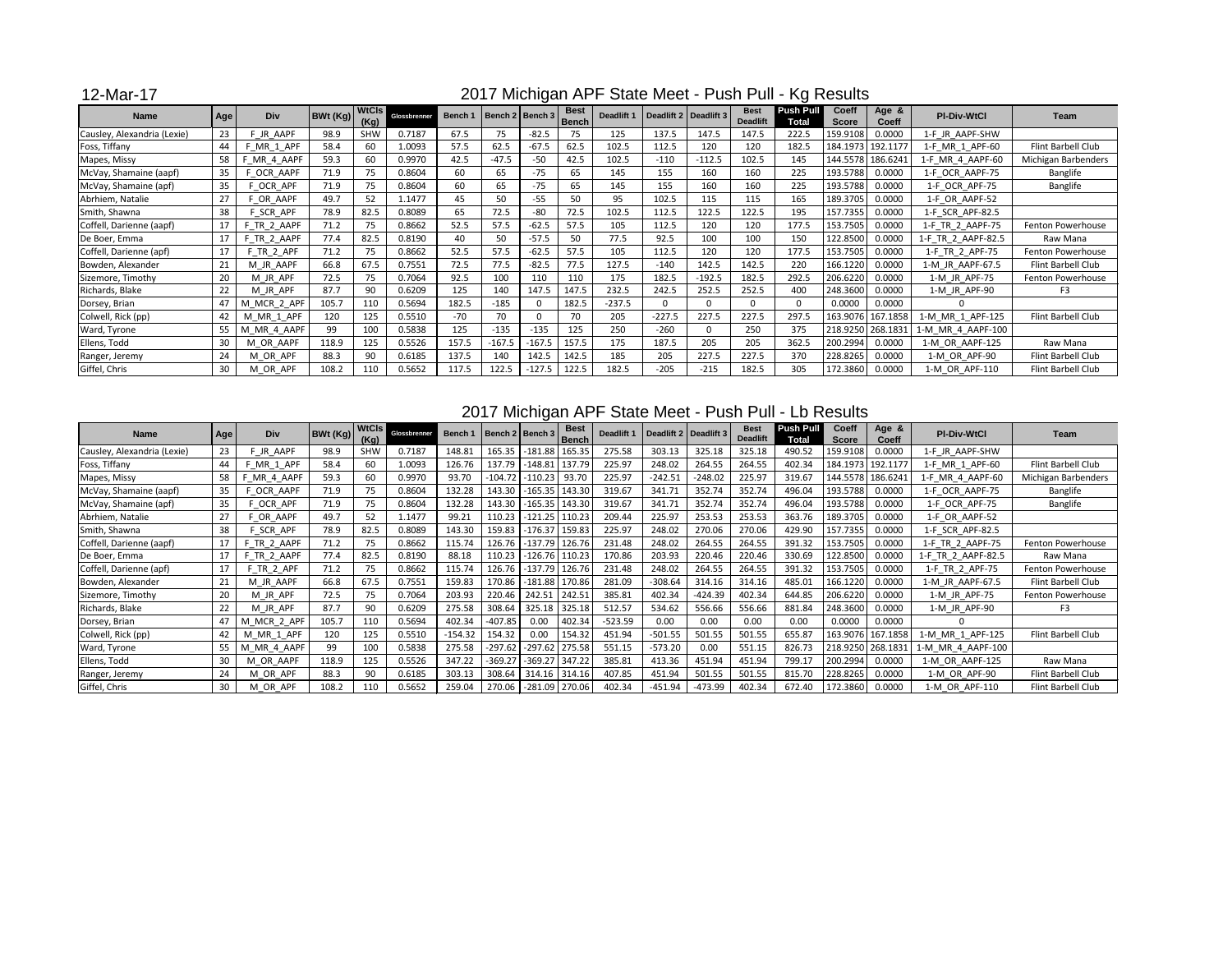12-Mar-17

## 2017 Michigan APF State Meet - Push Pull - Kg Results

| Name | Age | Div | BWt (Kg) | WtCls (Kg) | Glossbrenner | Bench 1 | Bench 2 | Bench 3 | Best Bench | Deadlift 1 | Deadlift 2 | Deadlift 3 | Best Deadlift | Push Pull Total | Coeff Score | Age & Coeff | Pl-Div-WtCl | Team |
|---|---|---|---|---|---|---|---|---|---|---|---|---|---|---|---|---|---|---|
| Causley, Alexandria (Lexie) | 23 | F_JR_AAPF | 98.9 | SHW | 0.7187 | 67.5 | 75 | -82.5 | 75 | 125 | 137.5 | 147.5 | 147.5 | 222.5 | 159.9108 | 0.0000 | 1-F_JR_AAPF-SHW | |
| Foss, Tiffany | 44 | F_MR_1_APF | 58.4 | 60 | 1.0093 | 57.5 | 62.5 | -67.5 | 62.5 | 102.5 | 112.5 | 120 | 120 | 182.5 | 184.1973 | 192.1177 | 1-F_MR_1_APF-60 | Flint Barbell Club |
| Mapes, Missy | 58 | F_MR_4_AAPF | 59.3 | 60 | 0.9970 | 42.5 | -47.5 | -50 | 42.5 | 102.5 | -110 | -112.5 | 102.5 | 145 | 144.5578 | 186.6241 | 1-F_MR_4_AAPF-60 | Michigan Barbenders |
| McVay, Shamaine (aapf) | 35 | F_OCR_AAPF | 71.9 | 75 | 0.8604 | 60 | 65 | -75 | 65 | 145 | 155 | 160 | 160 | 225 | 193.5788 | 0.0000 | 1-F_OCR_AAPF-75 | Banglife |
| McVay, Shamaine (apf) | 35 | F_OCR_APF | 71.9 | 75 | 0.8604 | 60 | 65 | -75 | 65 | 145 | 155 | 160 | 160 | 225 | 193.5788 | 0.0000 | 1-F_OCR_APF-75 | Banglife |
| Abrhiem, Natalie | 27 | F_OR_AAPF | 49.7 | 52 | 1.1477 | 45 | 50 | -55 | 50 | 95 | 102.5 | 115 | 115 | 165 | 189.3705 | 0.0000 | 1-F_OR_AAPF-52 | |
| Smith, Shawna | 38 | F_SCR_APF | 78.9 | 82.5 | 0.8089 | 65 | 72.5 | -80 | 72.5 | 102.5 | 112.5 | 122.5 | 122.5 | 195 | 157.7355 | 0.0000 | 1-F_SCR_APF-82.5 | |
| Coffell, Darienne (aapf) | 17 | F_TR_2_AAPF | 71.2 | 75 | 0.8662 | 52.5 | 57.5 | -62.5 | 57.5 | 105 | 112.5 | 120 | 120 | 177.5 | 153.7505 | 0.0000 | 1-F_TR_2_AAPF-75 | Fenton Powerhouse |
| De Boer, Emma | 17 | F_TR_2_AAPF | 77.4 | 82.5 | 0.8190 | 40 | 50 | -57.5 | 50 | 77.5 | 92.5 | 100 | 100 | 150 | 122.8500 | 0.0000 | 1-F_TR_2_AAPF-82.5 | Raw Mana |
| Coffell, Darienne (apf) | 17 | F_TR_2_APF | 71.2 | 75 | 0.8662 | 52.5 | 57.5 | -62.5 | 57.5 | 105 | 112.5 | 120 | 120 | 177.5 | 153.7505 | 0.0000 | 1-F_TR_2_APF-75 | Fenton Powerhouse |
| Bowden, Alexander | 21 | M_JR_AAPF | 66.8 | 67.5 | 0.7551 | 72.5 | 77.5 | -82.5 | 77.5 | 127.5 | -140 | 142.5 | 142.5 | 220 | 166.1220 | 0.0000 | 1-M_JR_AAPF-67.5 | Flint Barbell Club |
| Sizemore, Timothy | 20 | M_JR_APF | 72.5 | 75 | 0.7064 | 92.5 | 100 | 110 | 110 | 175 | 182.5 | -192.5 | 182.5 | 292.5 | 206.6220 | 0.0000 | 1-M_JR_APF-75 | Fenton Powerhouse |
| Richards, Blake | 22 | M_JR_APF | 87.7 | 90 | 0.6209 | 125 | 140 | 147.5 | 147.5 | 232.5 | 242.5 | 252.5 | 252.5 | 400 | 248.3600 | 0.0000 | 1-M_JR_APF-90 | F3 |
| Dorsey, Brian | 47 | M_MCR_2_APF | 105.7 | 110 | 0.5694 | 182.5 | -185 | 0 | 182.5 | -237.5 | 0 | 0 | 0 | 0 | 0.0000 | 0.0000 | 0 | |
| Colwell, Rick (pp) | 42 | M_MR_1_APF | 120 | 125 | 0.5510 | -70 | 70 | 0 | 70 | 205 | -227.5 | 227.5 | 227.5 | 297.5 | 163.9076 | 167.1858 | 1-M_MR_1_APF-125 | Flint Barbell Club |
| Ward, Tyrone | 55 | M_MR_4_AAPF | 99 | 100 | 0.5838 | 125 | -135 | -135 | 125 | 250 | -260 | 0 | 250 | 375 | 218.9250 | 268.1831 | 1-M_MR_4_AAPF-100 | |
| Ellens, Todd | 30 | M_OR_AAPF | 118.9 | 125 | 0.5526 | 157.5 | -167.5 | -167.5 | 157.5 | 175 | 187.5 | 205 | 205 | 362.5 | 200.2994 | 0.0000 | 1-M_OR_AAPF-125 | Raw Mana |
| Ranger, Jeremy | 24 | M_OR_APF | 88.3 | 90 | 0.6185 | 137.5 | 140 | 142.5 | 142.5 | 185 | 205 | 227.5 | 227.5 | 370 | 228.8265 | 0.0000 | 1-M_OR_APF-90 | Flint Barbell Club |
| Giffel, Chris | 30 | M_OR_APF | 108.2 | 110 | 0.5652 | 117.5 | 122.5 | -127.5 | 122.5 | 182.5 | -205 | -215 | 182.5 | 305 | 172.3860 | 0.0000 | 1-M_OR_APF-110 | Flint Barbell Club |

## 2017 Michigan APF State Meet - Push Pull - Lb Results

| Name | Age | Div | BWt (Kg) | WtCls (Kg) | Glossbrenner | Bench 1 | Bench 2 | Bench 3 | Best Bench | Deadlift 1 | Deadlift 2 | Deadlift 3 | Best Deadlift | Push Pull Total | Coeff Score | Age & Coeff | Pl-Div-WtCl | Team |
|---|---|---|---|---|---|---|---|---|---|---|---|---|---|---|---|---|---|---|
| Causley, Alexandria (Lexie) | 23 | F_JR_AAPF | 98.9 | SHW | 0.7187 | 148.81 | 165.35 | -181.88 | 165.35 | 275.58 | 303.13 | 325.18 | 325.18 | 490.52 | 159.9108 | 0.0000 | 1-F_JR_AAPF-SHW | |
| Foss, Tiffany | 44 | F_MR_1_APF | 58.4 | 60 | 1.0093 | 126.76 | 137.79 | -148.81 | 137.79 | 225.97 | 248.02 | 264.55 | 264.55 | 402.34 | 184.1973 | 192.1177 | 1-F_MR_1_APF-60 | Flint Barbell Club |
| Mapes, Missy | 58 | F_MR_4_AAPF | 59.3 | 60 | 0.9970 | 93.70 | -104.72 | -110.23 | 93.70 | 225.97 | -242.51 | -248.02 | 225.97 | 319.67 | 144.5578 | 186.6241 | 1-F_MR_4_AAPF-60 | Michigan Barbenders |
| McVay, Shamaine (aapf) | 35 | F_OCR_AAPF | 71.9 | 75 | 0.8604 | 132.28 | 143.30 | -165.35 | 143.30 | 319.67 | 341.71 | 352.74 | 352.74 | 496.04 | 193.5788 | 0.0000 | 1-F_OCR_AAPF-75 | Banglife |
| McVay, Shamaine (apf) | 35 | F_OCR_APF | 71.9 | 75 | 0.8604 | 132.28 | 143.30 | -165.35 | 143.30 | 319.67 | 341.71 | 352.74 | 352.74 | 496.04 | 193.5788 | 0.0000 | 1-F_OCR_APF-75 | Banglife |
| Abrhiem, Natalie | 27 | F_OR_AAPF | 49.7 | 52 | 1.1477 | 99.21 | 110.23 | -121.25 | 110.23 | 209.44 | 225.97 | 253.53 | 253.53 | 363.76 | 189.3705 | 0.0000 | 1-F_OR_AAPF-52 | |
| Smith, Shawna | 38 | F_SCR_APF | 78.9 | 82.5 | 0.8089 | 143.30 | 159.83 | -176.37 | 159.83 | 225.97 | 248.02 | 270.06 | 270.06 | 429.90 | 157.7355 | 0.0000 | 1-F_SCR_APF-82.5 | |
| Coffell, Darienne (aapf) | 17 | F_TR_2_AAPF | 71.2 | 75 | 0.8662 | 115.74 | 126.76 | -137.79 | 126.76 | 231.48 | 248.02 | 264.55 | 264.55 | 391.32 | 153.7505 | 0.0000 | 1-F_TR_2_AAPF-75 | Fenton Powerhouse |
| De Boer, Emma | 17 | F_TR_2_AAPF | 77.4 | 82.5 | 0.8190 | 88.18 | 110.23 | -126.76 | 110.23 | 170.86 | 203.93 | 220.46 | 220.46 | 330.69 | 122.8500 | 0.0000 | 1-F_TR_2_AAPF-82.5 | Raw Mana |
| Coffell, Darienne (apf) | 17 | F_TR_2_APF | 71.2 | 75 | 0.8662 | 115.74 | 126.76 | -137.79 | 126.76 | 231.48 | 248.02 | 264.55 | 264.55 | 391.32 | 153.7505 | 0.0000 | 1-F_TR_2_APF-75 | Fenton Powerhouse |
| Bowden, Alexander | 21 | M_JR_AAPF | 66.8 | 67.5 | 0.7551 | 159.83 | 170.86 | -181.88 | 170.86 | 281.09 | -308.64 | 314.16 | 314.16 | 485.01 | 166.1220 | 0.0000 | 1-M_JR_AAPF-67.5 | Flint Barbell Club |
| Sizemore, Timothy | 20 | M_JR_APF | 72.5 | 75 | 0.7064 | 203.93 | 220.46 | 242.51 | 242.51 | 385.81 | 402.34 | -424.39 | 402.34 | 644.85 | 206.6220 | 0.0000 | 1-M_JR_APF-75 | Fenton Powerhouse |
| Richards, Blake | 22 | M_JR_APF | 87.7 | 90 | 0.6209 | 275.58 | 308.64 | 325.18 | 325.18 | 512.57 | 534.62 | 556.66 | 556.66 | 881.84 | 248.3600 | 0.0000 | 1-M_JR_APF-90 | F3 |
| Dorsey, Brian | 47 | M_MCR_2_APF | 105.7 | 110 | 0.5694 | 402.34 | -407.85 | 0.00 | 402.34 | -523.59 | 0.00 | 0.00 | 0.00 | 0.00 | 0.0000 | 0.0000 | 0 | |
| Colwell, Rick (pp) | 42 | M_MR_1_APF | 120 | 125 | 0.5510 | -154.32 | 154.32 | 0.00 | 154.32 | 451.94 | -501.55 | 501.55 | 501.55 | 655.87 | 163.9076 | 167.1858 | 1-M_MR_1_APF-125 | Flint Barbell Club |
| Ward, Tyrone | 55 | M_MR_4_AAPF | 99 | 100 | 0.5838 | 275.58 | -297.62 | -297.62 | 275.58 | 551.15 | -573.20 | 0.00 | 551.15 | 826.73 | 218.9250 | 268.1831 | 1-M_MR_4_AAPF-100 | |
| Ellens, Todd | 30 | M_OR_AAPF | 118.9 | 125 | 0.5526 | 347.22 | -369.27 | -369.27 | 347.22 | 385.81 | 413.36 | 451.94 | 451.94 | 799.17 | 200.2994 | 0.0000 | 1-M_OR_AAPF-125 | Raw Mana |
| Ranger, Jeremy | 24 | M_OR_APF | 88.3 | 90 | 0.6185 | 303.13 | 308.64 | 314.16 | 314.16 | 407.85 | 451.94 | 501.55 | 501.55 | 815.70 | 228.8265 | 0.0000 | 1-M_OR_APF-90 | Flint Barbell Club |
| Giffel, Chris | 30 | M_OR_APF | 108.2 | 110 | 0.5652 | 259.04 | 270.06 | -281.09 | 270.06 | 402.34 | -451.94 | -473.99 | 402.34 | 672.40 | 172.3860 | 0.0000 | 1-M_OR_APF-110 | Flint Barbell Club |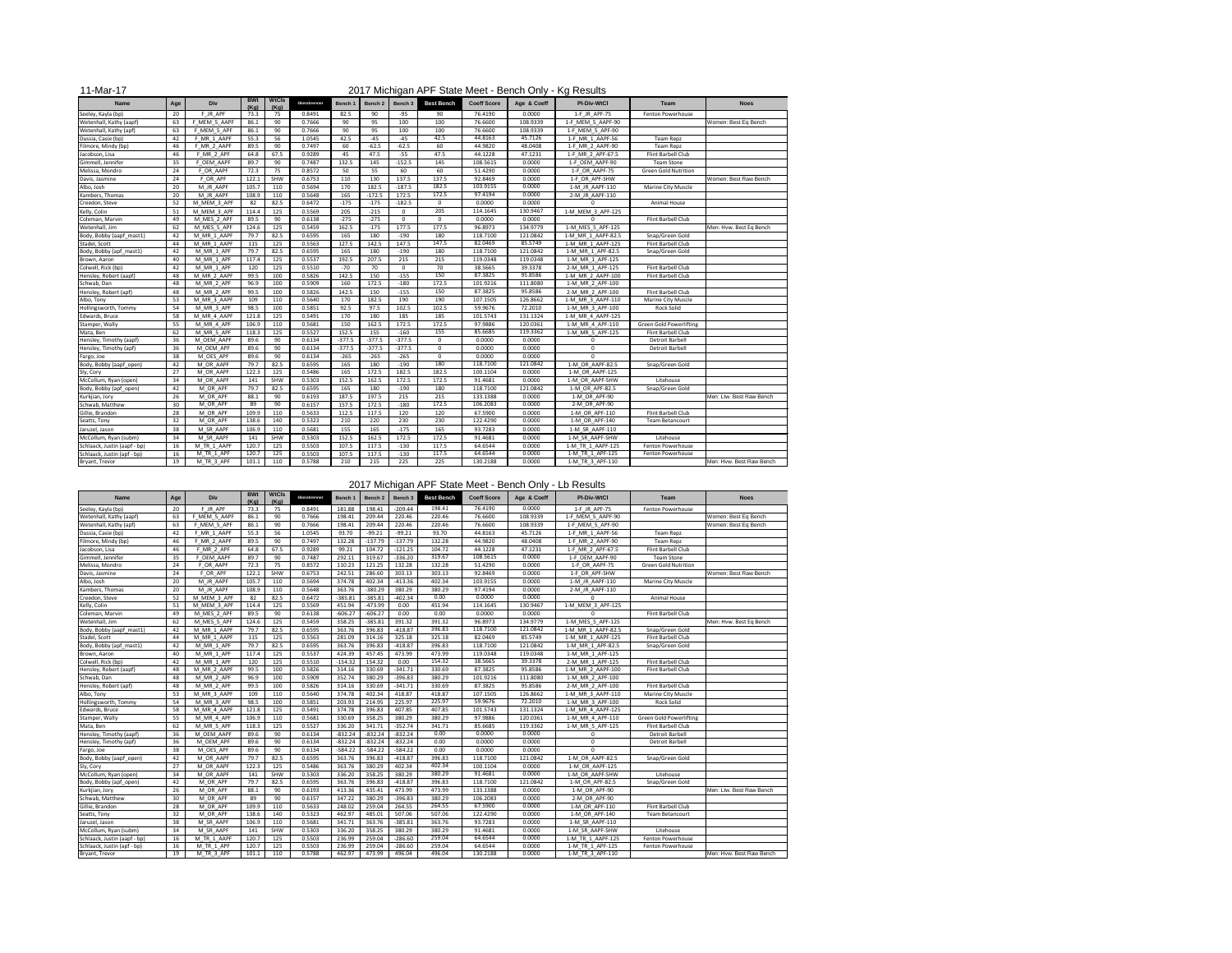11-Mar-17

# 2017 Michigan APF State Meet - Bench Only - Kg Results

| Name | Age | Div | BWt (Kg) | WtCls (Kg) | Glossbrenner | Bench 1 | Bench 2 | Bench 3 | Best Bench | Coeff Score | Age & Coeff | Pl-Div-WtCl | Team | Noes |
|---|---|---|---|---|---|---|---|---|---|---|---|---|---|---|
| Seeley, Kayla (bp) | 20 | F_JR_APF | 73.3 | 75 | 0.8491 | 82.5 | 90 | -95 | 90 | 76.4190 | 0.0000 | 1-F_JR_APF-75 | Fenton Powerhouse | |
| Wetenhall, Kathy (aapf) | 63 | F_MEM_5_AAPF | 86.1 | 90 | 0.7666 | 90 | 95 | 100 | 100 | 76.6600 | 108.9339 | 1-F_MEM_5_AAPF-90 | | Women: Best Eq Bench |
| Wetenhall, Kathy (apf) | 63 | F_MEM_5_APF | 86.1 | 90 | 0.7666 | 90 | 95 | 100 | 100 | 76.6600 | 108.9339 | 1-F_MEM_5_APF-90 | | |
| Dussia, Casie (bp) | 42 | F_MR_1_AAPF | 55.3 | 56 | 1.0545 | 42.5 | -45 | -45 | 42.5 | 44.8163 | 45.7126 | 1-F_MR_1_AAPF-56 | Team Repz | |
| Filmore, Mindy (bp) | 46 | F_MR_2_AAPF | 89.5 | 90 | 0.7497 | 60 | -62.5 | -62.5 | 60 | 44.9820 | 48.0408 | 1-F_MR_2_AAPF-90 | Team Repz | |
| Jacobson, Lisa | 46 | F_MR_2_APF | 64.8 | 67.5 | 0.9289 | 45 | 47.5 | -55 | 47.5 | 44.1228 | 47.1231 | 1-F_MR_2_APF-67.5 | Flint Barbell Club | |
| Gimmell, Jennifer | 35 | F_OEM_AAPF | 89.7 | 90 | 0.7487 | 132.5 | 145 | -152.5 | 145 | 108.5615 | 0.0000 | 1-F_OEM_AAPF-90 | Team Stone | |
| Melissa, Mondro | 24 | F_OR_AAPF | 72.3 | 75 | 0.8572 | 50 | 55 | 60 | 60 | 51.4290 | 0.0000 | 1-F_OR_AAPF-75 | Green Gold Nutrition | |
| Davis, Jasmine | 24 | F_OR_APF | 122.1 | SHW | 0.6753 | 110 | 130 | 137.5 | 137.5 | 92.8469 | 0.0000 | 1-F_OR_APF-SHW | | Women: Best Raw Bench |
| Albo, Josh | 20 | M_JR_AAPF | 105.7 | 110 | 0.5694 | 170 | 182.5 | -187.5 | 182.5 | 103.9155 | 0.0000 | 1-M_JR_AAPF-110 | Marine City Muscle | |
| Kambers, Thomas | 20 | M_JR_AAPF | 108.9 | 110 | 0.5648 | 165 | -172.5 | 172.5 | 172.5 | 97.4194 | 0.0000 | 2-M_JR_AAPF-110 | | |
| Creedon, Steve | 52 | M_MEM_3_APF | 82 | 82.5 | 0.6472 | -175 | -175 | -182.5 | 0 | 0.0000 | 0.0000 | 0 | Animal House | |
| Kelly, Colin | 51 | M_MEM_3_APF | 114.4 | 125 | 0.5569 | 205 | -215 | 0 | 205 | 114.1645 | 130.9467 | 1-M_MEM_3_APF-125 | | |
| Coleman, Marvin | 49 | M_MES_2_APF | 89.5 | 90 | 0.6138 | -275 | -275 | 0 | 0 | 0.0000 | 0.0000 | 0 | Flint Barbell Club | |
| Wetenhall, Jim | 62 | M_MES_5_APF | 124.6 | 125 | 0.5459 | 162.5 | -175 | 177.5 | 177.5 | 96.8973 | 134.9779 | 1-M_MES_5_APF-125 | | Men: Hvw. Best Eq Bench |
| Body, Bobby (apf_mast1) | 42 | M_MR_1_AAPF | 79.7 | 82.5 | 0.6595 | 165 | 180 | -190 | 180 | 118.7100 | 121.0842 | 1-M_MR_1_AAPF-82.5 | Snap/Green Gold | |
| Stadel, Scott | 44 | M_MR_1_AAPF | 115 | 125 | 0.5563 | 127.5 | 142.5 | 147.5 | 147.5 | 82.0469 | 85.5749 | 1-M_MR_1_AAPF-125 | Flint Barbell Club | |
| Body, Bobby (apf_mast1) | 42 | M_MR_1_APF | 79.7 | 82.5 | 0.6595 | 165 | 180 | -190 | 180 | 118.7100 | 121.0842 | 1-M_MR_1_APF-82.5 | Snap/Green Gold | |
| Brown, Aaron | 40 | M_MR_1_APF | 117.4 | 125 | 0.5537 | 192.5 | 207.5 | 215 | 215 | 119.0348 | 119.0348 | 1-M_MR_1_APF-125 | | |
| Colwell, Rick (bp) | 42 | M_MR_1_APF | 120 | 125 | 0.5510 | -70 | 70 | 0 | 70 | 38.5665 | 39.3378 | 2-M_MR_1_APF-125 | Flint Barbell Club | |
| Hensley, Robert (aapf) | 48 | M_MR_2_AAPF | 99.5 | 100 | 0.5826 | 142.5 | 150 | -155 | 150 | 87.3825 | 95.8586 | 1-M_MR_2_AAPF-100 | Flint Barbell Club | |
| Schwab, Dan | 48 | M_MR_2_APF | 96.9 | 100 | 0.5909 | 160 | 172.5 | -180 | 172.5 | 101.9216 | 111.8080 | 1-M_MR_2_APF-100 | | |
| Hensley, Robert (apf) | 48 | M_MR_2_APF | 99.5 | 100 | 0.5826 | 142.5 | 150 | -155 | 150 | 87.3825 | 95.8586 | 2-M_MR_2_APF-100 | Flint Barbell Club | |
| Albo, Tony | 53 | M_MR_3_AAPF | 109 | 110 | 0.5640 | 170 | 182.5 | 190 | 190 | 107.1505 | 126.8662 | 1-M_MR_3_AAPF-110 | Marine City Muscle | |
| Hollingsworth, Tommy | 54 | M_MR_3_APF | 98.5 | 100 | 0.5851 | 92.5 | 97.5 | 102.5 | 102.5 | 59.9676 | 72.2010 | 1-M_MR_3_APF-100 | Rock Solid | |
| Edwards, Bruce | 58 | M_MR_4_AAPF | 121.8 | 125 | 0.5491 | 170 | 180 | 185 | 185 | 101.5743 | 131.1324 | 1-M_MR_4_AAPF-125 | | |
| Stamper, Wally | 55 | M_MR_4_APF | 106.9 | 110 | 0.5681 | 150 | 162.5 | 172.5 | 172.5 | 97.9886 | 120.0361 | 1-M_MR_4_APF-110 | Green Gold Powerlifting | |
| Mata, Ben | 62 | M_MR_5_APF | 118.3 | 125 | 0.5527 | 152.5 | 155 | -160 | 155 | 85.6685 | 119.3362 | 1-M_MR_5_APF-125 | Flint Barbell Club | |
| Hensley, Timothy (aapf) | 36 | M_OEM_AAPF | 89.6 | 90 | 0.6134 | -377.5 | -377.5 | -377.5 | 0 | 0.0000 | 0.0000 | 0 | Detroit Barbell | |
| Hensley, Timothy (apf) | 36 | M_OEM_APF | 89.6 | 90 | 0.6134 | -377.5 | -377.5 | -377.5 | 0 | 0.0000 | 0.0000 | 0 | Detroit Barbell | |
| Fargo, Joe | 38 | M_OES_APF | 89.6 | 90 | 0.6134 | -265 | -265 | -265 | 0 | 0.0000 | 0.0000 | 0 | | |
| Body, Bobby (aapf_open) | 42 | M_OR_AAPF | 79.7 | 82.5 | 0.6595 | 165 | 180 | -190 | 180 | 118.7100 | 121.0842 | 1-M_OR_AAPF-82.5 | Snap/Green Gold | |
| Sly, Cory | 27 | M_OR_AAPF | 122.3 | 125 | 0.5486 | 165 | 172.5 | 182.5 | 182.5 | 100.1104 | 0.0000 | 1-M_OR_AAPF-125 | | |
| McCollum, Ryan (open) | 34 | M_OR_AAPF | 141 | SHW | 0.5303 | 152.5 | 162.5 | 172.5 | 172.5 | 91.4681 | 0.0000 | 1-M_OR_AAPF-SHW | Litehouse | |
| Body, Bobby (apf_open) | 42 | M_OR_APF | 79.7 | 82.5 | 0.6595 | 165 | 180 | -190 | 180 | 118.7100 | 121.0842 | 1-M_OR_APF-82.5 | Snap/Green Gold | |
| Kurkjian, Jory | 26 | M_OR_APF | 88.1 | 90 | 0.6193 | 187.5 | 197.5 | 215 | 215 | 133.1388 | 0.0000 | 1-M_OR_APF-90 | | Men: Ltw. Best Raw Bench |
| Schwab, Matthew | 30 | M_OR_APF | 89 | 90 | 0.6157 | 157.5 | 172.5 | -180 | 172.5 | 106.2083 | 0.0000 | 2-M_OR_APF-90 | | |
| Gillie, Brandon | 28 | M_OR_APF | 109.9 | 110 | 0.5633 | 112.5 | 117.5 | 120 | 120 | 67.5900 | 0.0000 | 1-M_OR_APF-110 | Flint Barbell Club | |
| Seatts, Tony | 32 | M_OR_APF | 138.6 | 140 | 0.5323 | 210 | 220 | 230 | 230 | 122.4290 | 0.0000 | 1-M_OR_APF-140 | Team Betancourt | |
| Jaruzel, Jason | 38 | M_SR_AAPF | 106.9 | 110 | 0.5681 | 155 | 165 | -175 | 165 | 93.7283 | 0.0000 | 1-M_SR_AAPF-110 | | |
| McCollum, Ryan (subm) | 34 | M_SR_AAPF | 141 | SHW | 0.5303 | 152.5 | 162.5 | 172.5 | 172.5 | 91.4681 | 0.0000 | 1-M_SR_AAPF-SHW | Litehouse | |
| Schlaack, Justin (aapf - bp) | 16 | M_TR_1_AAPF | 120.7 | 125 | 0.5503 | 107.5 | 117.5 | -130 | 117.5 | 64.6544 | 0.0000 | 1-M_TR_1_AAPF-125 | Fenton Powerhouse | |
| Schlaack, Justin (apf - bp) | 16 | M_TR_1_APF | 120.7 | 125 | 0.5503 | 107.5 | 117.5 | -130 | 117.5 | 64.6544 | 0.0000 | 1-M_TR_1_APF-125 | Fenton Powerhouse | |
| Bryant, Trevor | 19 | M_TR_3_APF | 101.1 | 110 | 0.5788 | 210 | 215 | 225 | 225 | 130.2188 | 0.0000 | 1-M_TR_3_APF-110 | | Men: Hvw. Best Raw Bench |

# 2017 Michigan APF State Meet - Bench Only - Lb Results

| Name | Age | Div | BWt (Kg) | WtCls (Kg) | Glossbrenner | Bench 1 | Bench 2 | Bench 3 | Best Bench | Coeff Score | Age & Coeff | Pl-Div-WtCl | Team | Noes |
|---|---|---|---|---|---|---|---|---|---|---|---|---|---|---|
| Seeley, Kayla (bp) | 20 | F_JR_APF | 73.3 | 75 | 0.8491 | 181.88 | 198.41 | -209.44 | 198.41 | 76.4190 | 0.0000 | 1-F_JR_APF-75 | Fenton Powerhouse | |
| Wetenhall, Kathy (aapf) | 63 | F_MEM_5_AAPF | 86.1 | 90 | 0.7666 | 198.41 | 209.44 | 220.46 | 220.46 | 76.6600 | 108.9339 | 1-F_MEM_5_AAPF-90 | | Women: Best Eq Bench |
| Wetenhall, Kathy (apf) | 63 | F_MEM_5_APF | 86.1 | 90 | 0.7666 | 198.41 | 209.44 | 220.46 | 220.46 | 76.6600 | 108.9339 | 1-F_MEM_5_APF-90 | | Women: Best Eq Bench |
| Dussia, Casie (bp) | 42 | F_MR_1_AAPF | 55.3 | 56 | 1.0545 | 93.70 | -99.21 | -99.21 | 93.70 | 44.8163 | 45.7126 | 1-F_MR_1_AAPF-56 | Team Repz | |
| Filmore, Mindy (bp) | 46 | F_MR_2_AAPF | 89.5 | 90 | 0.7497 | 132.28 | -137.79 | -137.79 | 132.28 | 44.9820 | 48.0408 | 1-F_MR_2_AAPF-90 | Team Repz | |
| Jacobson, Lisa | 46 | F_MR_2_APF | 64.8 | 67.5 | 0.9289 | 99.21 | 104.72 | -121.25 | 104.72 | 44.1228 | 47.1231 | 1-F_MR_2_APF-67.5 | Flint Barbell Club | |
| Gimmell, Jennifer | 35 | F_OEM_AAPF | 89.7 | 90 | 0.7487 | 292.11 | 319.67 | -336.20 | 319.67 | 108.5615 | 0.0000 | 1-F_OEM_AAPF-90 | Team Stone | |
| Melissa, Mondro | 24 | F_OR_AAPF | 72.3 | 75 | 0.8572 | 110.23 | 121.25 | 132.28 | 132.28 | 51.4290 | 0.0000 | 1-F_OR_AAPF-75 | Green Gold Nutrition | |
| Davis, Jasmine | 24 | F_OR_APF | 122.1 | SHW | 0.6753 | 242.51 | 286.60 | 303.13 | 303.13 | 92.8469 | 0.0000 | 1-F_OR_APF-SHW | | Women: Best Raw Bench |
| Albo, Josh | 20 | M_JR_AAPF | 105.7 | 110 | 0.5694 | 374.78 | 402.34 | -413.36 | 402.34 | 103.9155 | 0.0000 | 1-M_JR_AAPF-110 | Marine City Muscle | |
| Kambers, Thomas | 20 | M_JR_AAPF | 108.9 | 110 | 0.5648 | 363.76 | -380.29 | 380.29 | 380.29 | 97.4194 | 0.0000 | 2-M_JR_AAPF-110 | | |
| Creedon, Steve | 52 | M_MEM_3_APF | 82 | 82.5 | 0.6472 | -385.81 | -385.81 | -402.34 | 0.00 | 0.0000 | 0.0000 | 0 | Animal House | |
| Kelly, Colin | 51 | M_MEM_3_APF | 114.4 | 125 | 0.5569 | 451.94 | -473.99 | 0.00 | 451.94 | 114.1645 | 130.9467 | 1-M_MEM_3_APF-125 | | |
| Coleman, Marvin | 49 | M_MES_2_APF | 89.5 | 90 | 0.6138 | -606.27 | -606.27 | 0.00 | 0.00 | 0.0000 | 0.0000 | 0 | Flint Barbell Club | |
| Wetenhall, Jim | 62 | M_MES_5_APF | 124.6 | 125 | 0.5459 | 358.25 | -385.81 | 391.32 | 391.32 | 96.8973 | 134.9779 | 1-M_MES_5_APF-125 | | Men: Hvw. Best Eq Bench |
| Body, Bobby (apf_mast1) | 42 | M_MR_1_AAPF | 79.7 | 82.5 | 0.6595 | 363.76 | 396.83 | -418.87 | 396.83 | 118.7100 | 121.0842 | 1-M_MR_1_AAPF-82.5 | Snap/Green Gold | |
| Stadel, Scott | 44 | M_MR_1_AAPF | 115 | 125 | 0.5563 | 281.09 | 314.16 | 325.18 | 325.18 | 82.0469 | 85.5749 | 1-M_MR_1_AAPF-125 | Flint Barbell Club | |
| Body, Bobby (apf_mast1) | 42 | M_MR_1_APF | 79.7 | 82.5 | 0.6595 | 363.76 | 396.83 | -418.87 | 396.83 | 118.7100 | 121.0842 | 1-M_MR_1_APF-82.5 | Snap/Green Gold | |
| Brown, Aaron | 40 | M_MR_1_APF | 117.4 | 125 | 0.5537 | 424.39 | 457.45 | 473.99 | 473.99 | 119.0348 | 119.0348 | 1-M_MR_1_APF-125 | | |
| Colwell, Rick (bp) | 42 | M_MR_1_APF | 120 | 125 | 0.5510 | -154.32 | 154.32 | 0.00 | 154.32 | 38.5665 | 39.3378 | 2-M_MR_1_APF-125 | Flint Barbell Club | |
| Hensley, Robert (aapf) | 48 | M_MR_2_AAPF | 99.5 | 100 | 0.5826 | 314.16 | 330.69 | -341.71 | 330.69 | 87.3825 | 95.8586 | 1-M_MR_2_AAPF-100 | Flint Barbell Club | |
| Schwab, Dan | 48 | M_MR_2_APF | 96.9 | 100 | 0.5909 | 352.74 | 380.29 | -396.83 | 380.29 | 101.9216 | 111.8080 | 1-M_MR_2_APF-100 | | |
| Hensley, Robert (apf) | 48 | M_MR_2_APF | 99.5 | 100 | 0.5826 | 314.16 | 330.69 | -341.71 | 330.69 | 87.3825 | 95.8586 | 2-M_MR_2_APF-100 | Flint Barbell Club | |
| Albo, Tony | 53 | M_MR_3_AAPF | 109 | 110 | 0.5640 | 374.78 | 402.34 | 418.87 | 418.87 | 107.1505 | 126.8662 | 1-M_MR_3_AAPF-110 | Marine City Muscle | |
| Hollingsworth, Tommy | 54 | M_MR_3_APF | 98.5 | 100 | 0.5851 | 203.93 | 214.95 | 225.97 | 225.97 | 59.9676 | 72.2010 | 1-M_MR_3_APF-100 | Rock Solid | |
| Edwards, Bruce | 58 | M_MR_4_AAPF | 121.8 | 125 | 0.5491 | 374.78 | 396.83 | 407.85 | 407.85 | 101.5743 | 131.1324 | 1-M_MR_4_AAPF-125 | | |
| Stamper, Wally | 55 | M_MR_4_APF | 106.9 | 110 | 0.5681 | 330.69 | 358.25 | 380.29 | 380.29 | 97.9886 | 120.0361 | 1-M_MR_4_APF-110 | Green Gold Powerlifting | |
| Mata, Ben | 62 | M_MR_5_APF | 118.3 | 125 | 0.5527 | 336.20 | 341.71 | -352.74 | 341.71 | 85.6685 | 119.3362 | 1-M_MR_5_APF-125 | Flint Barbell Club | |
| Hensley, Timothy (aapf) | 36 | M_OEM_AAPF | 89.6 | 90 | 0.6134 | -832.24 | -832.24 | -832.24 | 0.00 | 0.0000 | 0.0000 | 0 | Detroit Barbell | |
| Hensley, Timothy (apf) | 36 | M_OEM_APF | 89.6 | 90 | 0.6134 | -832.24 | -832.24 | -832.24 | 0.00 | 0.0000 | 0.0000 | 0 | Detroit Barbell | |
| Fargo, Joe | 38 | M_OES_APF | 89.6 | 90 | 0.6134 | -584.22 | -584.22 | -584.22 | 0.00 | 0.0000 | 0.0000 | 0 | | |
| Body, Bobby (aapf_open) | 42 | M_OR_AAPF | 79.7 | 82.5 | 0.6595 | 363.76 | 396.83 | -418.87 | 396.83 | 118.7100 | 121.0842 | 1-M_OR_AAPF-82.5 | Snap/Green Gold | |
| Sly, Cory | 27 | M_OR_AAPF | 122.3 | 125 | 0.5486 | 363.76 | 380.29 | 402.34 | 402.34 | 100.1104 | 0.0000 | 1-M_OR_AAPF-125 | | |
| McCollum, Ryan (open) | 34 | M_OR_AAPF | 141 | SHW | 0.5303 | 336.20 | 358.25 | 380.29 | 380.29 | 91.4681 | 0.0000 | 1-M_OR_AAPF-SHW | Litehouse | |
| Body, Bobby (apf_open) | 42 | M_OR_APF | 79.7 | 82.5 | 0.6595 | 363.76 | 396.83 | -418.87 | 396.83 | 118.7100 | 121.0842 | 1-M_OR_APF-82.5 | Snap/Green Gold | |
| Kurkjian, Jory | 26 | M_OR_APF | 88.1 | 90 | 0.6193 | 413.36 | 435.41 | 473.99 | 473.99 | 133.1388 | 0.0000 | 1-M_OR_APF-90 | | Men: Ltw. Best Raw Bench |
| Schwab, Matthew | 30 | M_OR_APF | 89 | 90 | 0.6157 | 347.22 | 380.29 | -396.83 | 380.29 | 106.2083 | 0.0000 | 2-M_OR_APF-90 | | |
| Gillie, Brandon | 28 | M_OR_APF | 109.9 | 110 | 0.5633 | 248.02 | 259.04 | 264.55 | 264.55 | 67.5900 | 0.0000 | 1-M_OR_APF-110 | Flint Barbell Club | |
| Seatts, Tony | 32 | M_OR_APF | 138.6 | 140 | 0.5323 | 462.97 | 485.01 | 507.06 | 507.06 | 122.4290 | 0.0000 | 1-M_OR_APF-140 | Team Betancourt | |
| Jaruzel, Jason | 38 | M_SR_AAPF | 106.9 | 110 | 0.5681 | 341.71 | 363.76 | -385.81 | 363.76 | 93.7283 | 0.0000 | 1-M_SR_AAPF-110 | | |
| McCollum, Ryan (subm) | 34 | M_SR_AAPF | 141 | SHW | 0.5303 | 336.20 | 358.25 | 380.29 | 380.29 | 91.4681 | 0.0000 | 1-M_SR_AAPF-SHW | Litehouse | |
| Schlaack, Justin (aapf - bp) | 16 | M_TR_1_AAPF | 120.7 | 125 | 0.5503 | 236.99 | 259.04 | -286.60 | 259.04 | 64.6544 | 0.0000 | 1-M_TR_1_AAPF-125 | Fenton Powerhouse | |
| Schlaack, Justin (apf - bp) | 16 | M_TR_1_APF | 120.7 | 125 | 0.5503 | 236.99 | 259.04 | -286.60 | 259.04 | 64.6544 | 0.0000 | 1-M_TR_1_APF-125 | Fenton Powerhouse | |
| Bryant, Trevor | 19 | M_TR_3_APF | 101.1 | 110 | 0.5788 | 462.97 | 473.99 | 496.04 | 496.04 | 130.2188 | 0.0000 | 1-M_TR_3_APF-110 | | Men: Hvw. Best Raw Bench |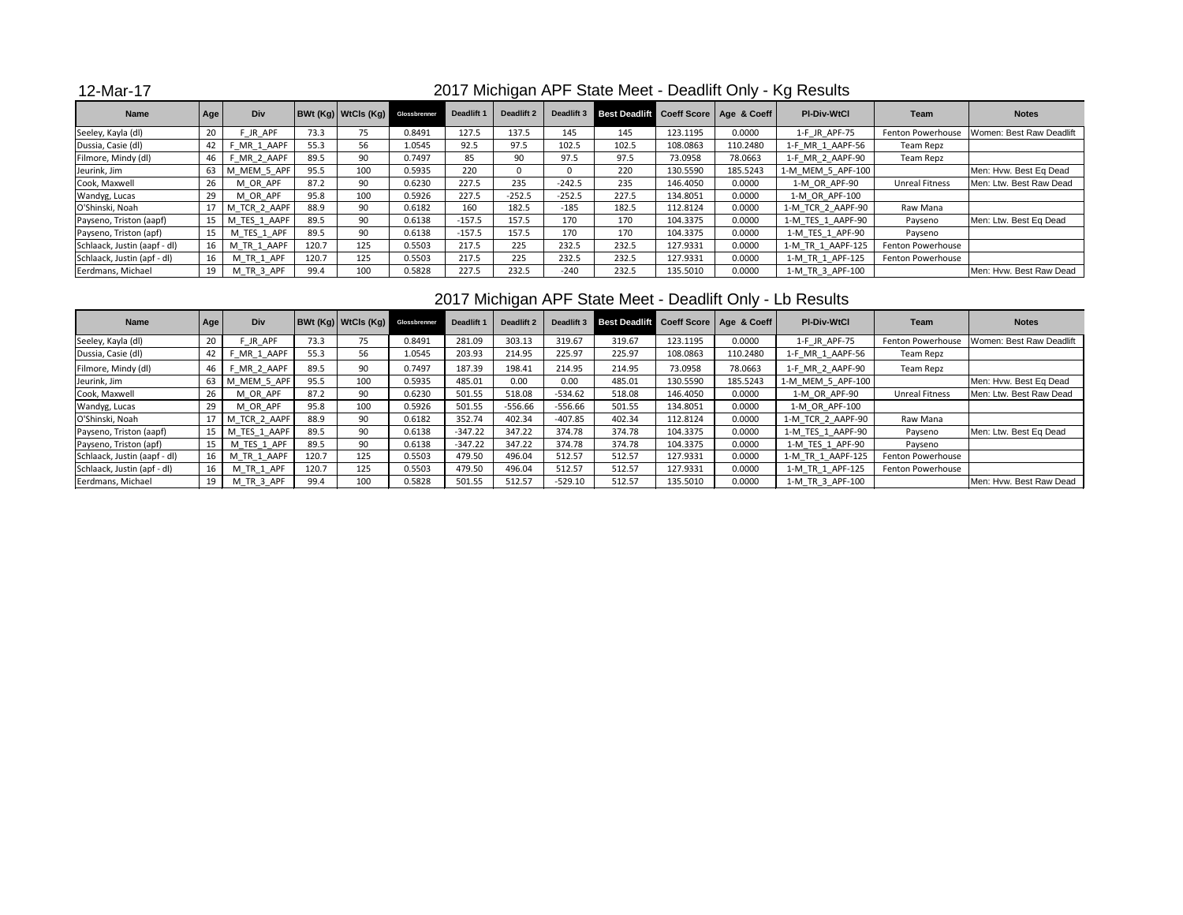12-Mar-17

## 2017 Michigan APF State Meet - Deadlift Only - Kg Results

| Name | Age | Div | BWt (Kg) | WtCls (Kg) | Glossbrenner | Deadlift 1 | Deadlift 2 | Deadlift 3 | Best Deadlift | Coeff Score | Age & Coeff | Pl-Div-WtCl | Team | Notes |
|---|---|---|---|---|---|---|---|---|---|---|---|---|---|---|
| Seeley, Kayla (dl) | 20 | F_JR_APF | 73.3 | 75 | 0.8491 | 127.5 | 137.5 | 145 | 145 | 123.1195 | 0.0000 | 1-F_JR_APF-75 | Fenton Powerhouse | Women: Best Raw Deadlift |
| Dussia, Casie (dl) | 42 | F_MR_1_AAPF | 55.3 | 56 | 1.0545 | 92.5 | 97.5 | 102.5 | 102.5 | 108.0863 | 110.2480 | 1-F_MR_1_AAPF-56 | Team Repz | |
| Filmore, Mindy (dl) | 46 | F_MR_2_AAPF | 89.5 | 90 | 0.7497 | 85 | 90 | 97.5 | 97.5 | 73.0958 | 78.0663 | 1-F_MR_2_AAPF-90 | Team Repz | |
| Jeurink, Jim | 63 | M_MEM_5_APF | 95.5 | 100 | 0.5935 | 220 | 0 | 0 | 220 | 130.5590 | 185.5243 | 1-M_MEM_5_APF-100 | | Men: Hvw. Best Eq Dead |
| Cook, Maxwell | 26 | M_OR_APF | 87.2 | 90 | 0.6230 | 227.5 | 235 | -242.5 | 235 | 146.4050 | 0.0000 | 1-M_OR_APF-90 | Unreal Fitness | Men: Ltw. Best Raw Dead |
| Wandyg, Lucas | 29 | M_OR_APF | 95.8 | 100 | 0.5926 | 227.5 | -252.5 | -252.5 | 227.5 | 134.8051 | 0.0000 | 1-M_OR_APF-100 | | |
| O'Shinski, Noah | 17 | M_TCR_2_AAPF | 88.9 | 90 | 0.6182 | 160 | 182.5 | -185 | 182.5 | 112.8124 | 0.0000 | 1-M_TCR_2_AAPF-90 | Raw Mana | |
| Payseno, Triston (aapf) | 15 | M_TES_1_AAPF | 89.5 | 90 | 0.6138 | -157.5 | 157.5 | 170 | 170 | 104.3375 | 0.0000 | 1-M_TES_1_AAPF-90 | Payseno | Men: Ltw. Best Eq Dead |
| Payseno, Triston (apf) | 15 | M_TES_1_APF | 89.5 | 90 | 0.6138 | -157.5 | 157.5 | 170 | 170 | 104.3375 | 0.0000 | 1-M_TES_1_APF-90 | Payseno | |
| Schlaack, Justin (aapf - dl) | 16 | M_TR_1_AAPF | 120.7 | 125 | 0.5503 | 217.5 | 225 | 232.5 | 232.5 | 127.9331 | 0.0000 | 1-M_TR_1_AAPF-125 | Fenton Powerhouse | |
| Schlaack, Justin (apf - dl) | 16 | M_TR_1_APF | 120.7 | 125 | 0.5503 | 217.5 | 225 | 232.5 | 232.5 | 127.9331 | 0.0000 | 1-M_TR_1_APF-125 | Fenton Powerhouse | |
| Eerdmans, Michael | 19 | M_TR_3_APF | 99.4 | 100 | 0.5828 | 227.5 | 232.5 | -240 | 232.5 | 135.5010 | 0.0000 | 1-M_TR_3_APF-100 | | Men: Hvw. Best Raw Dead |

## 2017 Michigan APF State Meet - Deadlift Only - Lb Results

| Name | Age | Div | BWt (Kg) | WtCls (Kg) | Glossbrenner | Deadlift 1 | Deadlift 2 | Deadlift 3 | Best Deadlift | Coeff Score | Age & Coeff | Pl-Div-WtCl | Team | Notes |
|---|---|---|---|---|---|---|---|---|---|---|---|---|---|---|
| Seeley, Kayla (dl) | 20 | F_JR_APF | 73.3 | 75 | 0.8491 | 281.09 | 303.13 | 319.67 | 319.67 | 123.1195 | 0.0000 | 1-F_JR_APF-75 | Fenton Powerhouse | Women: Best Raw Deadlift |
| Dussia, Casie (dl) | 42 | F_MR_1_AAPF | 55.3 | 56 | 1.0545 | 203.93 | 214.95 | 225.97 | 225.97 | 108.0863 | 110.2480 | 1-F_MR_1_AAPF-56 | Team Repz | |
| Filmore, Mindy (dl) | 46 | F_MR_2_AAPF | 89.5 | 90 | 0.7497 | 187.39 | 198.41 | 214.95 | 214.95 | 73.0958 | 78.0663 | 1-F_MR_2_AAPF-90 | Team Repz | |
| Jeurink, Jim | 63 | M_MEM_5_APF | 95.5 | 100 | 0.5935 | 485.01 | 0.00 | 0.00 | 485.01 | 130.5590 | 185.5243 | 1-M_MEM_5_APF-100 | | Men: Hvw. Best Eq Dead |
| Cook, Maxwell | 26 | M_OR_APF | 87.2 | 90 | 0.6230 | 501.55 | 518.08 | -534.62 | 518.08 | 146.4050 | 0.0000 | 1-M_OR_APF-90 | Unreal Fitness | Men: Ltw. Best Raw Dead |
| Wandyg, Lucas | 29 | M_OR_APF | 95.8 | 100 | 0.5926 | 501.55 | -556.66 | -556.66 | 501.55 | 134.8051 | 0.0000 | 1-M_OR_APF-100 | | |
| O'Shinski, Noah | 17 | M_TCR_2_AAPF | 88.9 | 90 | 0.6182 | 352.74 | 402.34 | -407.85 | 402.34 | 112.8124 | 0.0000 | 1-M_TCR_2_AAPF-90 | Raw Mana | |
| Payseno, Triston (aapf) | 15 | M_TES_1_AAPF | 89.5 | 90 | 0.6138 | -347.22 | 347.22 | 374.78 | 374.78 | 104.3375 | 0.0000 | 1-M_TES_1_AAPF-90 | Payseno | Men: Ltw. Best Eq Dead |
| Payseno, Triston (apf) | 15 | M_TES_1_APF | 89.5 | 90 | 0.6138 | -347.22 | 347.22 | 374.78 | 374.78 | 104.3375 | 0.0000 | 1-M_TES_1_APF-90 | Payseno | |
| Schlaack, Justin (aapf - dl) | 16 | M_TR_1_AAPF | 120.7 | 125 | 0.5503 | 479.50 | 496.04 | 512.57 | 512.57 | 127.9331 | 0.0000 | 1-M_TR_1_AAPF-125 | Fenton Powerhouse | |
| Schlaack, Justin (apf - dl) | 16 | M_TR_1_APF | 120.7 | 125 | 0.5503 | 479.50 | 496.04 | 512.57 | 512.57 | 127.9331 | 0.0000 | 1-M_TR_1_APF-125 | Fenton Powerhouse | |
| Eerdmans, Michael | 19 | M_TR_3_APF | 99.4 | 100 | 0.5828 | 501.55 | 512.57 | -529.10 | 512.57 | 135.5010 | 0.0000 | 1-M_TR_3_APF-100 | | Men: Hvw. Best Raw Dead |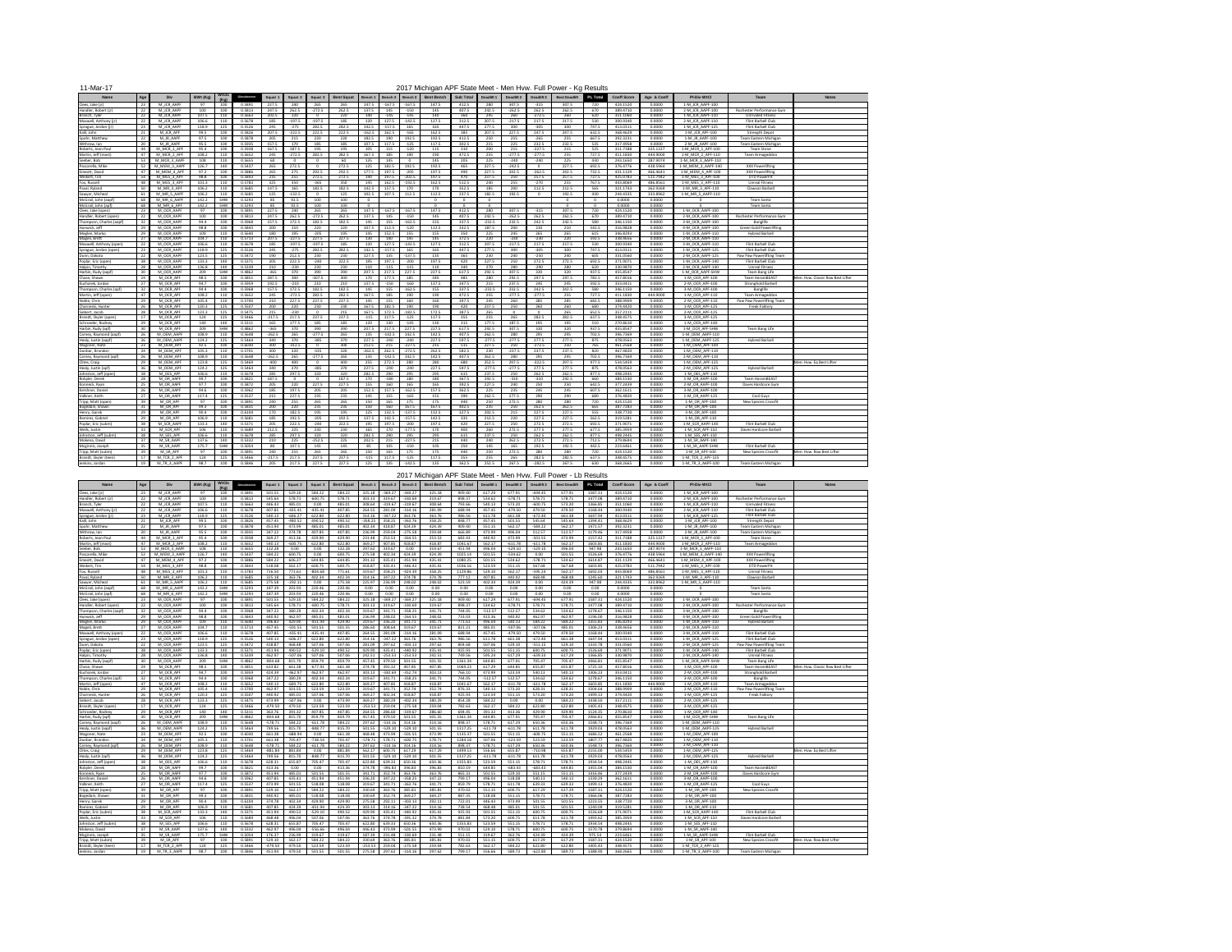11-Mar-17

# 2017 Michigan APF State Meet - Men Hvw. Full Power - Kg Results

| Name | Age | Div | BWt (Kg) | WtCls (Kg) | Glossbrenner | Squat 1 | Squat 2 | Squat 3 | Best Squat | Bench 1 | Bench 2 | Bench 3 | Best Bench | Sub Total | Deadlift 1 | Deadlift 2 | Deadlift 3 | Best Deadlift | PL Total | Coeff Score | Age & Coeff | Pl-Div-WtCl | Team | Notes |
|---|---|---|---|---|---|---|---|---|---|---|---|---|---|---|---|---|---|---|---|---|---|---|---|---|

# 2017 Michigan APF State Meet - Men Hvw. Full Power - Lb Results

| Name | Age | Div | BWt (Kg) | WtCls (Kg) | Glossbrenner | Squat 1 | Squat 2 | Squat 3 | Best Squat | Bench 1 | Bench 2 | Bench 3 | Best Bench | Sub Total | Deadlift 1 | Deadlift 2 | Deadlift 3 | Best Deadlift | PL Total | Coeff Score | Age & Coeff | Pl-Div-WtCl | Team | Notes |
|---|---|---|---|---|---|---|---|---|---|---|---|---|---|---|---|---|---|---|---|---|---|---|---|---|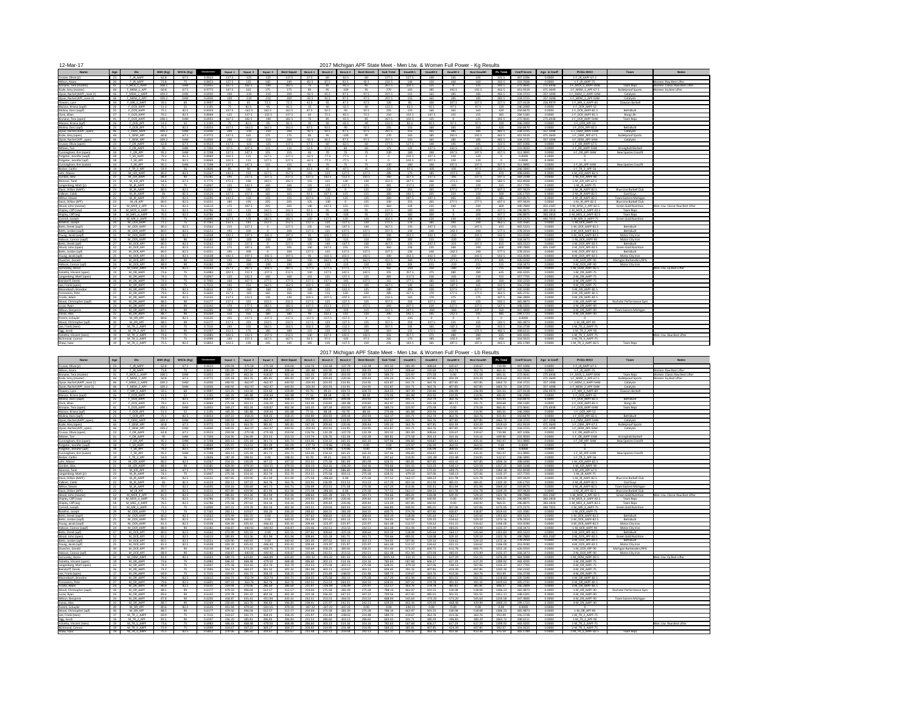12-Mar-17

# 2017 Michigan APF State Meet - Men Ltw. & Women Full Power - Kg Results

| Name | Age | Div | BWt (Kg) | WtCls (Kg) | Glossbrenner | Squat 1 | Squat 2 | Squat 3 | Best Squat | Bench 1 | Bench 2 | Bench 3 | Best Bench | Sub Total | Deadlift 1 | Deadlift 2 | Deadlift 3 | Best Deadlift | PL Total | Coeff Score | Age & Coeff | Pl-Div-WtCl | Team | Notes |
|---|---|---|---|---|---|---|---|---|---|---|---|---|---|---|---|---|---|---|---|---|---|---|---|---|

# 2017 Michigan APF State Meet - Men Ltw. & Women Full Power - Lb Results

| Name | Age | Div | BWt (Kg) | WtCls (Kg) | Glossbrenner | Squat 1 | Squat 2 | Squat 3 | Best Squat | Bench 1 | Bench 2 | Bench 3 | Best Bench | Sub Total | Deadlift 1 | Deadlift 2 | Deadlift 3 | Best Deadlift | PL Total | Coeff Score | Age & Coeff | Pl-Div-WtCl | Team | Notes |
|---|---|---|---|---|---|---|---|---|---|---|---|---|---|---|---|---|---|---|---|---|---|---|---|---|